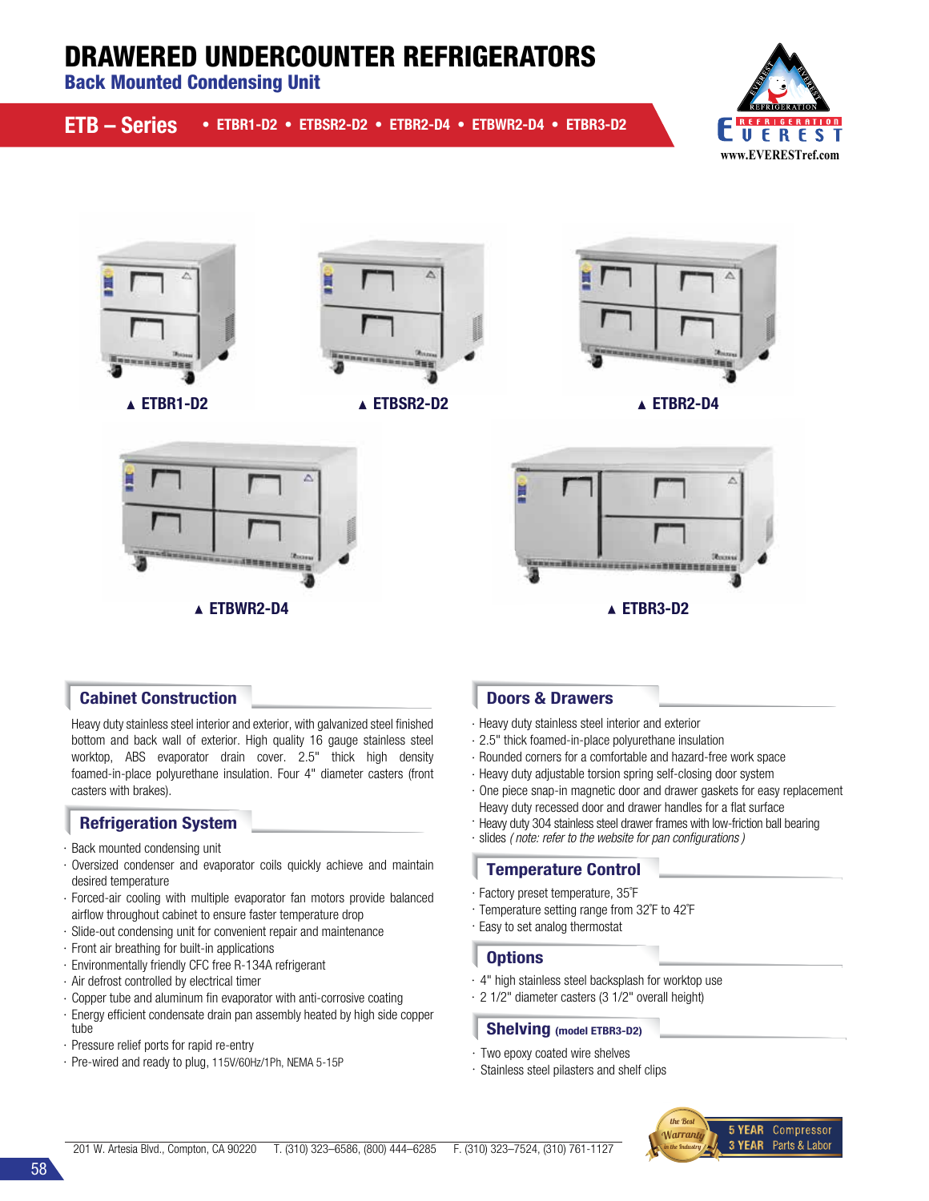# DRAWERED UNDERCOUNTER REFRIGERATORS

## Back Mounted Condensing Unit

**ETB – Series** • ETBR1-D2 • ETBSR2-D2 • ETBR2-D4 • ETBWR2-D4 • ETBR3-D2

EVEREST REFRIGERATION
www.EVERESTref.com

▲ ETBR1-D2

▲ ETBSR2-D2

▲ ETBR2-D4

▲ ETBWR2-D4

▲ ETBR3-D2

### Cabinet Construction

Heavy duty stainless steel interior and exterior, with galvanized steel finished bottom and back wall of exterior. High quality 16 gauge stainless steel worktop, ABS evaporator drain cover. 2.5" thick high density foamed-in-place polyurethane insulation. Four 4" diameter casters (front casters with brakes).

### Refrigeration System

- Back mounted condensing unit
- Oversized condenser and evaporator coils quickly achieve and maintain desired temperature
- Forced-air cooling with multiple evaporator fan motors provide balanced airflow throughout cabinet to ensure faster temperature drop
- Slide-out condensing unit for convenient repair and maintenance
- Front air breathing for built-in applications
- Environmentally friendly CFC free R-134A refrigerant
- Air defrost controlled by electrical timer
- Copper tube and aluminum fin evaporator with anti-corrosive coating
- Energy efficient condensate drain pan assembly heated by high side copper tube
- Pressure relief ports for rapid re-entry
- Pre-wired and ready to plug, 115V/60Hz/1Ph, NEMA 5-15P

### Doors & Drawers

- Heavy duty stainless steel interior and exterior
- 2.5" thick foamed-in-place polyurethane insulation
- Rounded corners for a comfortable and hazard-free work space
- Heavy duty adjustable torsion spring self-closing door system
- One piece snap-in magnetic door and drawer gaskets for easy replacement Heavy duty recessed door and drawer handles for a flat surface
- Heavy duty 304 stainless steel drawer frames with low-friction ball bearing
- slides *( note: refer to the website for pan configurations )*

### Temperature Control

- Factory preset temperature, 35˚F
- Temperature setting range from 32˚F to 42˚F
- Easy to set analog thermostat

### Options

- 4" high stainless steel backsplash for worktop use
- 2 1/2" diameter casters (3 1/2" overall height)

### Shelving (model ETBR3-D2)

- Two epoxy coated wire shelves
- Stainless steel pilasters and shelf clips

201 W. Artesia Blvd., Compton, CA 90220 T. (310) 323–6586, (800) 444–6285 F. (310) 323–7524, (310) 761-1127

the Best Warranty in the Industry — 5 YEAR Compressor, 3 YEAR Parts & Labor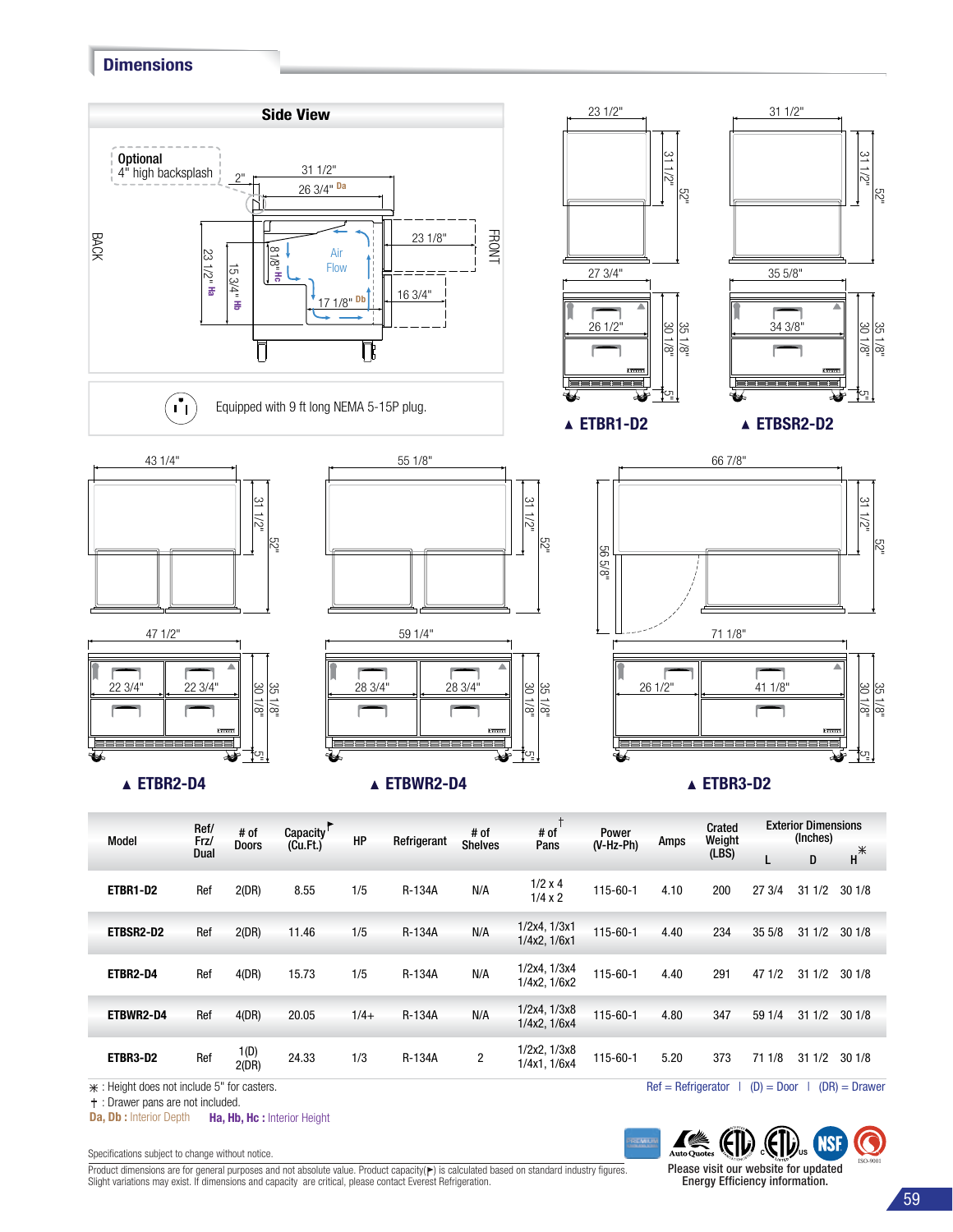## Dimensions

### Side View

Optional
4" high backsplash

BACK

FRONT

2"

31 1/2"

26 3/4" Da

23 1/8"

16 3/4"

23 1/2" Ha

15 3/4" Hb

8 1/8" Hc

17 1/8" Db

Air Flow

Equipped with 9 ft long NEMA 5-15P plug.

▲ ETBR1-D2

23 1/2"
31 1/2"
52"
27 3/4"
26 1/2"
30 1/8"
35 1/8"
5"

▲ ETBSR2-D2

31 1/2"
31 1/2"
52"
35 5/8"
34 3/8"
30 1/8"
35 1/8"
5"

▲ ETBR2-D4

43 1/4"
31 1/2"
52"
47 1/2"
22 3/4"
22 3/4"
30 1/8"
35 1/8"
5"

▲ ETBWR2-D4

55 1/8"
31 1/2"
52"
59 1/4"
28 3/4"
28 3/4"
30 1/8"
35 1/8"
5"

▲ ETBR3-D2

66 7/8"
56 5/8"
31 1/2"
52"
71 1/8"
26 1/2"
41 1/8"
30 1/8"
35 1/8"
5"

| Model | Ref/ Frz/ Dual | # of Doors | Capacity (Cu.Ft.) | HP | Refrigerant | # of Shelves | # of Pans † | Power (V-Hz-Ph) | Amps | Crated Weight (LBS) | Exterior Dimensions (Inches) | | |
|---|---|---|---|---|---|---|---|---|---|---|---|---|---|
| | | | | | | | | | | | L | D | H ⁕ |
| ETBR1-D2 | Ref | 2(DR) | 8.55 | 1/5 | R-134A | N/A | 1/2 x 4<br>1/4 x 2 | 115-60-1 | 4.10 | 200 | 27 3/4 | 31 1/2 | 30 1/8 |
| ETBSR2-D2 | Ref | 2(DR) | 11.46 | 1/5 | R-134A | N/A | 1/2x4, 1/3x1<br>1/4x2, 1/6x1 | 115-60-1 | 4.40 | 234 | 35 5/8 | 31 1/2 | 30 1/8 |
| ETBR2-D4 | Ref | 4(DR) | 15.73 | 1/5 | R-134A | N/A | 1/2x4, 1/3x4<br>1/4x2, 1/6x2 | 115-60-1 | 4.40 | 291 | 47 1/2 | 31 1/2 | 30 1/8 |
| ETBWR2-D4 | Ref | 4(DR) | 20.05 | 1/4+ | R-134A | N/A | 1/2x4, 1/3x8<br>1/4x2, 1/6x4 | 115-60-1 | 4.80 | 347 | 59 1/4 | 31 1/2 | 30 1/8 |
| ETBR3-D2 | Ref | 1(D)<br>2(DR) | 24.33 | 1/3 | R-134A | 2 | 1/2x2, 1/3x8<br>1/4x1, 1/6x4 | 115-60-1 | 5.20 | 373 | 71 1/8 | 31 1/2 | 30 1/8 |

⁕ : Height does not include 5" for casters.

† : Drawer pans are not included.

**Da, Db :** Interior Depth **Ha, Hb, Hc :** Interior Height

Ref = Refrigerator | (D) = Door | (DR) = Drawer

Specifications subject to change without notice.

Product dimensions are for general purposes and not absolute value. Product capacity(▶) is calculated based on standard industry figures. Slight variations may exist. If dimensions and capacity are critical, please contact Everest Refrigeration.

Please visit our website for updated Energy Efficiency information.